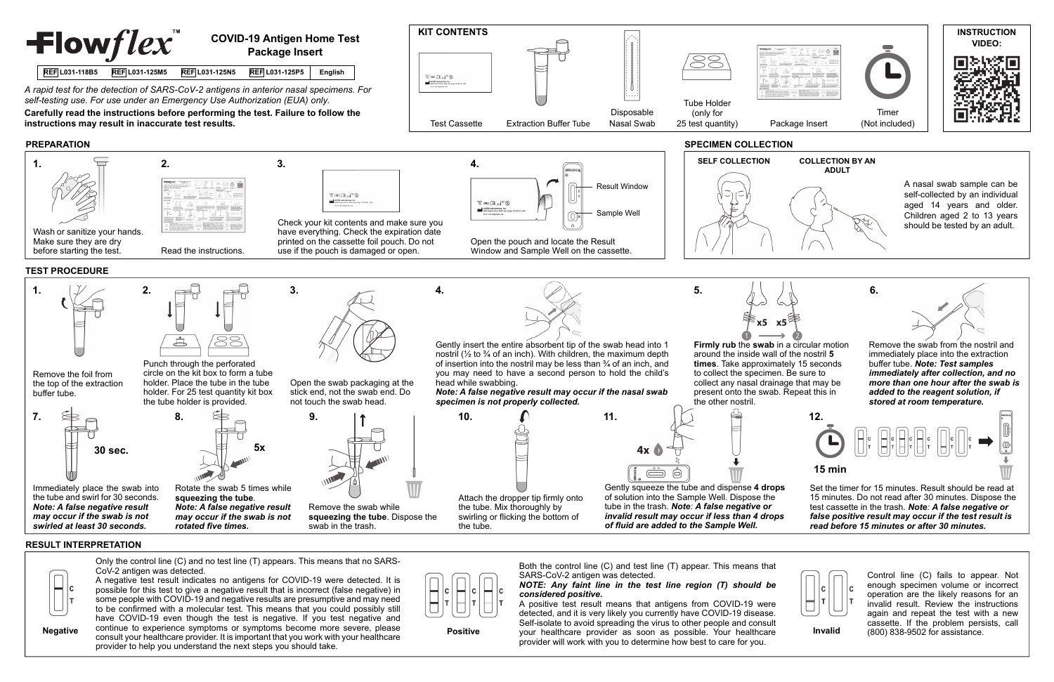# Flowflex™

## COVID-19 Antigen Home Test Package Insert

| REF L031-118B5 | REF L031-125M5 | REF L031-125N5 | REF L031-125P5 | English |
|---|---|---|---|---|

*A rapid test for the detection of SARS-CoV-2 antigens in anterior nasal specimens. For self-testing use. For use under an Emergency Use Authorization (EUA) only.*

**Carefully read the instructions before performing the test. Failure to follow the instructions may result in inaccurate test results.**

## KIT CONTENTS

- Test Cassette
- Extraction Buffer Tube
- Disposable Nasal Swab
- Tube Holder (only for 25 test quantity)
- Package Insert
- Timer (Not included)

**INSTRUCTION VIDEO:**

## PREPARATION

1. Wash or sanitize your hands. Make sure they are dry before starting the test.
2. Read the instructions.
3. Check your kit contents and make sure you have everything. Check the expiration date printed on the cassette foil pouch. Do not use if the pouch is damaged or open.
4. Open the pouch and locate the Result Window and Sample Well on the cassette.

Result Window

Sample Well

## SPECIMEN COLLECTION

SELF COLLECTION

COLLECTION BY AN ADULT

A nasal swab sample can be self-collected by an individual aged 14 years and older. Children aged 2 to 13 years should be tested by an adult.

## TEST PROCEDURE

1. Remove the foil from the top of the extraction buffer tube.
2. Punch through the perforated circle on the kit box to form a tube holder. Place the tube in the tube holder. For 25 test quantity kit box the tube holder is provided.
3. Open the swab packaging at the stick end, not the swab end. Do not touch the swab head.
4. Gently insert the entire absorbent tip of the swab head into 1 nostril (½ to ¾ of an inch). With children, the maximum depth of insertion into the nostril may be less than ¾ of an inch, and you may need to have a second person to hold the child's head while swabbing.
   ***Note: A false negative result may occur if the nasal swab specimen is not properly collected.***
5. **Firmly rub** the **swab** in a circular motion around the inside wall of the nostril **5 times**. Take approximately 15 seconds to collect the specimen. Be sure to collect any nasal drainage that may be present onto the swab. Repeat this in the other nostril.
6. Remove the swab from the nostril and immediately place into the extraction buffer tube. ***Note: Test samples immediately after collection, and no more than one hour after the swab is added to the reagent solution, if stored at room temperature.***
7. Immediately place the swab into the tube and swirl for 30 seconds.
   ***Note: A false negative result may occur if the swab is not swirled at least 30 seconds.***
8. Rotate the swab 5 times while **squeezing the tube**.
   ***Note: A false negative result may occur if the swab is not rotated five times.***
9. Remove the swab while **squeezing the tube**. Dispose the swab in the trash.
10. Attach the dropper tip firmly onto the tube. Mix thoroughly by swirling or flicking the bottom of the tube.
11. Gently squeeze the tube and dispense **4 drops** of solution into the Sample Well. Dispose the tube in the trash. ***Note: A false negative or invalid result may occur if less than 4 drops of fluid are added to the Sample Well.***
12. Set the timer for 15 minutes. Result should be read at 15 minutes. Do not read after 30 minutes. Dispose the test cassette in the trash. ***Note: A false negative or false positive result may occur if the test result is read before 15 minutes or after 30 minutes.***

## RESULT INTERPRETATION

**Negative**

Only the control line (C) and no test line (T) appears. This means that no SARS-CoV-2 antigen was detected.

A negative test result indicates no antigens for COVID-19 were detected. It is possible for this test to give a negative result that is incorrect (false negative) in some people with COVID-19 and negative results are presumptive and may need to be confirmed with a molecular test. This means that you could possibly still have COVID-19 even though the test is negative. If you test negative and continue to experience symptoms or symptoms become more severe, please consult your healthcare provider. It is important that you work with your healthcare provider to help you understand the next steps you should take.

**Positive**

Both the control line (C) and test line (T) appear. This means that SARS-CoV-2 antigen was detected.

***NOTE: Any faint line in the test line region (T) should be considered positive.***

A positive test result means that antigens from COVID-19 were detected, and it is very likely you currently have COVID-19 disease. Self-isolate to avoid spreading the virus to other people and consult your healthcare provider as soon as possible. Your healthcare provider will work with you to determine how best to care for you.

**Invalid**

Control line (C) fails to appear. Not enough specimen volume or incorrect operation are the likely reasons for an invalid result. Review the instructions again and repeat the test with a new cassette. If the problem persists, call (800) 838-9502 for assistance.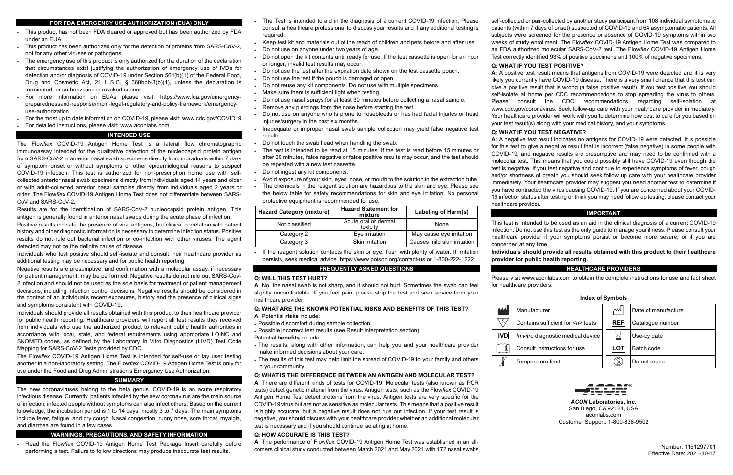## FOR FDA EMERGENCY USE AUTHORIZATION (EUA) ONLY

- This product has not been FDA cleared or approved but has been authorized by FDA under an EUA.
- This product has been authorized only for the detection of proteins from SARS-CoV-2, not for any other viruses or pathogens.
- The emergency use of this product is only authorized for the duration of the declaration that circumstances exist justifying the authorization of emergency use of IVDs for detection and/or diagnosis of COVID-19 under Section 564(b)(1) of the Federal Food, Drug and Cosmetic Act, 21 U.S.C. § 360bbb-3(b)(1), unless the declaration is terminated, or authorization is revoked sooner.
- For more information on EUAs please visit: https://www.fda.gov/emergency-preparednessand-response/mcm-legal-regulatory-and-policy-framework/emergency-use-authorization
- For the most up to date information on COVID-19, please visit: www.cdc.gov/COVID19
- For detailed instructions, please visit: www.aconlabs.com

## INTENDED USE

The Flow*flex* COVID-19 Antigen Home Test is a lateral flow chromatographic immunoassay intended for the qualitative detection of the nucleocapsid protein antigen from SARS-CoV-2 in anterior nasal swab specimens directly from individuals within 7 days of symptom onset or without symptoms or other epidemiological reasons to suspect COVID-19 infection. This test is authorized for non-prescription home use with self-collected anterior nasal swab specimens directly from individuals aged 14 years and older or with adult-collected anterior nasal samples directly from individuals aged 2 years or older. The Flow*flex* COVID-19 Antigen Home Test does not differentiate between SARS-CoV and SARS-CoV-2.

Results are for the identification of SARS-CoV-2 nucleocapsid protein antigen. This antigen is generally found in anterior nasal swabs during the acute phase of infection.

Positive results indicate the presence of viral antigens, but clinical correlation with patient history and other diagnostic information is necessary to determine infection status. Positive results do not rule out bacterial infection or co-infection with other viruses. The agent detected may not be the definite cause of disease.

Individuals who test positive should self-isolate and consult their healthcare provider as additional testing may be necessary and for public health reporting.

Negative results are presumptive, and confirmation with a molecular assay, if necessary for patient management, may be performed. Negative results do not rule out SARS-CoV-2 infection and should not be used as the sole basis for treatment or patient management decisions, including infection control decisions. Negative results should be considered in the context of an individual's recent exposures, history and the presence of clinical signs and symptoms consistent with COVID-19.

Individuals should provide all results obtained with this product to their healthcare provider for public health reporting. Healthcare providers will report all test results they received from individuals who use the authorized product to relevant public health authorities in accordance with local, state, and federal requirements using appropriate LOINC and SNOMED codes, as defined by the Laboratory In Vitro Diagnostics (LIVD) Test Code Mapping for SARS-CoV-2 Tests provided by CDC.

The Flow*flex* COVID-19 Antigen Home Test is intended for self-use or lay user testing another in a non-laboratory setting. The Flow*flex* COVID-19 Antigen Home Test is only for use under the Food and Drug Administration's Emergency Use Authorization.

## SUMMARY

The new coronaviruses belong to the beta genus. COVID-19 is an acute respiratory infectious disease. Currently, patients infected by the new coronavirus are the main source of infection; infected people without symptoms can also infect others. Based on the current knowledge, the incubation period is 1 to 14 days, mostly 3 to 7 days. The main symptoms include fever, fatigue, and dry cough. Nasal congestion, runny nose, sore throat, myalgia, and diarrhea are found in a few cases.

## WARNINGS, PRECAUTIONS, AND SAFETY INFORMATION

- Read the Flow*flex* COVID-19 Antigen Home Test Package Insert carefully before performing a test. Failure to follow directions may produce inaccurate test results.
- The Test is intended to aid in the diagnosis of a current COVID-19 infection. Please consult a healthcare professional to discuss your results and if any additional testing is required.
- Keep test kit and materials out of the reach of children and pets before and after use.
- Do not use on anyone under two years of age.
- Do not open the kit contents until ready for use. If the test cassette is open for an hour or longer, invalid test results may occur.
- Do not use the test after the expiration date shown on the test cassette pouch.
- Do not use the test if the pouch is damaged or open.
- Do not reuse any kit components. Do not use with multiple specimens.
- Make sure there is sufficient light when testing.
- Do not use nasal sprays for at least 30 minutes before collecting a nasal sample.
- Remove any piercings from the nose before starting the test.
- Do not use on anyone who is prone to nosebleeds or has had facial injuries or head injuries/surgery in the past six months.
- Inadequate or improper nasal swab sample collection may yield false negative test results.
- Do not touch the swab head when handling the swab.
- The test is intended to be read at 15 minutes. If the test is read before 15 minutes or after 30 minutes, false negative or false positive results may occur, and the test should be repeated with a new test cassette.
- Do not ingest any kit components.
- Avoid exposure of your skin, eyes, nose, or mouth to the solution in the extraction tube.
- The chemicals in the reagent solution are hazardous to the skin and eye. Please see the below table for safety recommendations for skin and eye irritation. No personal protective equipment is recommended for use.

| Hazard Category (mixture) | Hazard Statement for mixture | Labeling of Harm(s) |
|---|---|---|
| Not classified | Acute oral or dermal toxicity | None |
| Category 2 | Eye irritation | May cause eye irritation |
| Category 3 | Skin irritation | Causes mild skin irritation |

- If the reagent solution contacts the skin or eye, flush with plenty of water. If irritation persists, seek medical advice. https://www.poison.org/contact-us or 1-800-222-1222

## FREQUENTLY ASKED QUESTIONS

### Q: WILL THIS TEST HURT?

**A:** No, the nasal swab is not sharp, and it should not hurt. Sometimes the swab can feel slightly uncomfortable. If you feel pain, please stop the test and seek advice from your healthcare provider.

### Q: WHAT ARE THE KNOWN POTENTIAL RISKS AND BENEFITS OF THIS TEST?

**A:** Potential **risks** include:

- Possible discomfort during sample collection.
- Possible incorrect test results (see Result Interpretation section).

Potential **benefits** include:

- The results, along with other information, can help you and your healthcare provider make informed decisions about your care.
- The results of this test may help limit the spread of COVID-19 to your family and others in your community.

### Q: WHAT IS THE DIFFERENCE BETWEEN AN ANTIGEN AND MOLECULAR TEST?

**A:** There are different kinds of tests for COVID-19. Molecular tests (also known as PCR tests) detect genetic material from the virus. Antigen tests, such as the Flow*flex* COVID-19 Antigen Home Test detect proteins from the virus. Antigen tests are very specific for the COVID-19 virus but are not as sensitive as molecular tests. This means that a positive result is highly accurate, but a negative result does not rule out infection. If your test result is negative, you should discuss with your healthcare provider whether an additional molecular test is necessary and if you should continue isolating at home.

### Q: HOW ACCURATE IS THIS TEST?

**A:** The performance of Flow*flex* COVID-19 Antigen Home Test was established in an all-comers clinical study conducted between March 2021 and May 2021 with 172 nasal swabs self-collected or pair-collected by another study participant from 108 individual symptomatic patients (within 7 days of onset) suspected of COVID-19 and 64 asymptomatic patients. All subjects were screened for the presence or absence of COVID-19 symptoms within two weeks of study enrollment. The Flow*flex* COVID-19 Antigen Home Test was compared to an FDA authorized molecular SARS-CoV-2 test. The Flow*flex* COVID-19 Antigen Home Test correctly identified 93% of positive specimens and 100% of negative specimens.

### Q: WHAT IF YOU TEST POSITIVE?

**A:** A positive test result means that antigens from COVID-19 were detected and it is very likely you currently have COVID-19 disease. There is a very small chance that this test can give a positive result that is wrong (a false positive result). If you test positive you should self-isolate at home per CDC recommendations to stop spreading the virus to others. Please consult the CDC recommendations regarding self-isolation at www.cdc.gov/coronavirus. Seek follow-up care with your healthcare provider immediately. Your healthcare provider will work with you to determine how best to care for you based on your test result(s) along with your medical history, and your symptoms.

### Q: WHAT IF YOU TEST NEGATIVE?

**A:** A negative test result indicates no antigens for COVID-19 were detected. It is possible for this test to give a negative result that is incorrect (false negative) in some people with COVID-19, and negative results are presumptive and may need to be confirmed with a molecular test. This means that you could possibly still have COVID-19 even though the test is negative. If you test negative and continue to experience symptoms of fever, cough and/or shortness of breath you should seek follow up care with your healthcare provider immediately. Your healthcare provider may suggest you need another test to determine if you have contracted the virus causing COVID-19. If you are concerned about your COVID-19 infection status after testing or think you may need follow up testing, please contact your healthcare provider.

## IMPORTANT

This test is intended to be used as an aid in the clinical diagnosis of a current COVID-19 infection. Do not use this test as the only guide to manage your illness. Please consult your healthcare provider if your symptoms persist or become more severe, or if you are concerned at any time.

**Individuals should provide all results obtained with this product to their healthcare provider for public health reporting.**

## HEALTHCARE PROVIDERS

Please visit www.aconlabs.com to obtain the complete instructions for use and fact sheet for healthcare providers.

**Index of Symbols**

| | | | |
|---|---|---|---|
| | Manufacturer | | Date of manufacture |
| Σ | Contains sufficient for <n> tests | REF | Catalogue number |
| IVD | *In vitro* diagnostic medical device | | Use-by date |
| i | Consult instructions for use | LOT | Batch code |
| | Temperature limit | | Do not reuse |

***ACON* Laboratories, Inc.**
San Diego, CA 92121, USA
aconlabs.com
Customer Support: 1-800-838-9502

Number: 1151297701
Effective Date: 2021-10-17